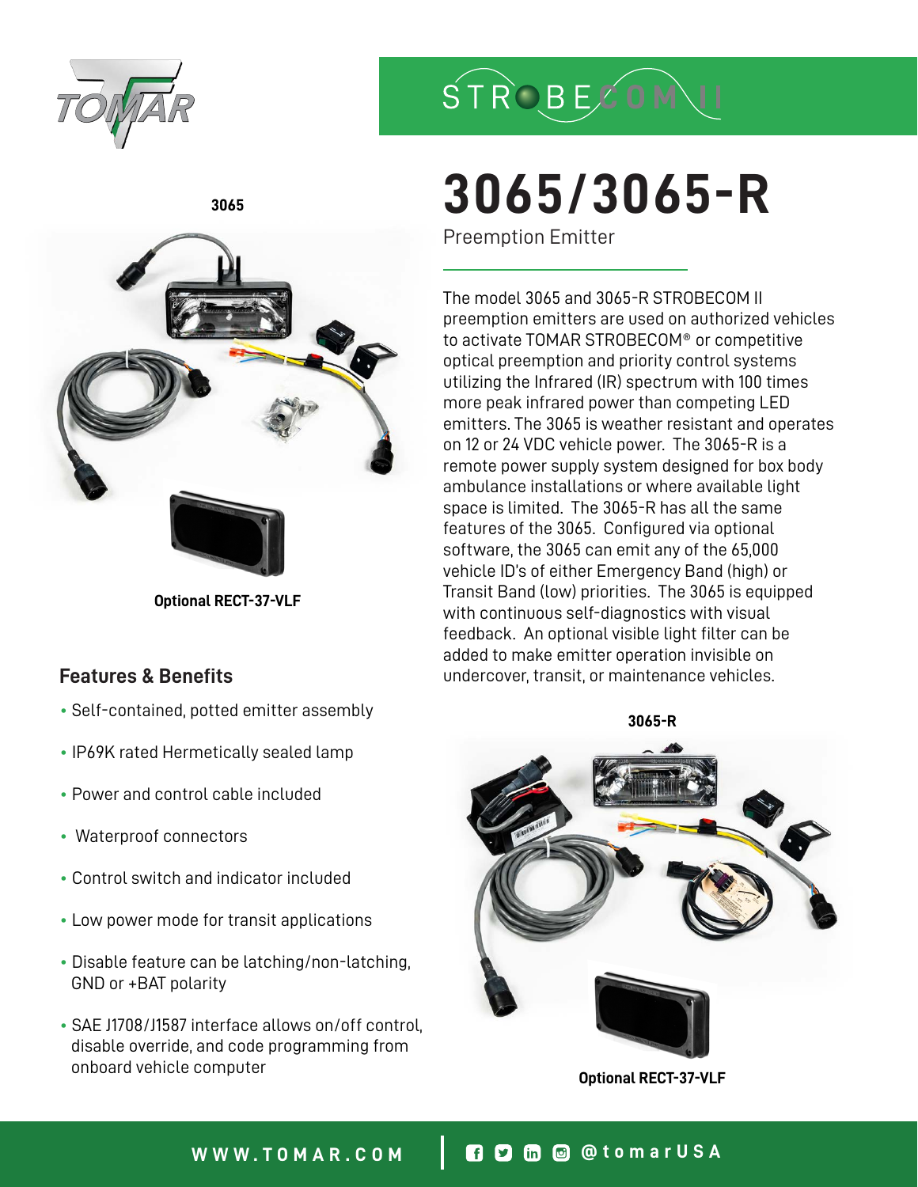# 3065/3065-R

Preemption Emitter

3065

Optional RECT-37-VLF

The model 3065 and 3065-R STROBECOM II preemption emitters are used on authorized vehicles to activate TOMAR STROBECOM® or competitive optical preemption and priority control systems utilizing the Infrared (IR) spectrum with 100 times more peak infrared power than competing LED emitters. The 3065 is weather resistant and operates on 12 or 24 VDC vehicle power. The 3065-R is a remote power supply system designed for box body ambulance installations or where available light space is limited. The 3065-R has all the same features of the 3065. Configured via optional software, the 3065 can emit any of the 65,000 vehicle ID's of either Emergency Band (high) or Transit Band (low) priorities. The 3065 is equipped with continuous self-diagnostics with visual feedback. An optional visible light filter can be added to make emitter operation invisible on undercover, transit, or maintenance vehicles.

## Features & Benefits

- Self-contained, potted emitter assembly
- IP69K rated Hermetically sealed lamp
- Power and control cable included
- Waterproof connectors
- Control switch and indicator included
- Low power mode for transit applications
- Disable feature can be latching/non-latching, GND or +BAT polarity
- SAE J1708/J1587 interface allows on/off control, disable override, and code programming from onboard vehicle computer

3065-R

Optional RECT-37-VLF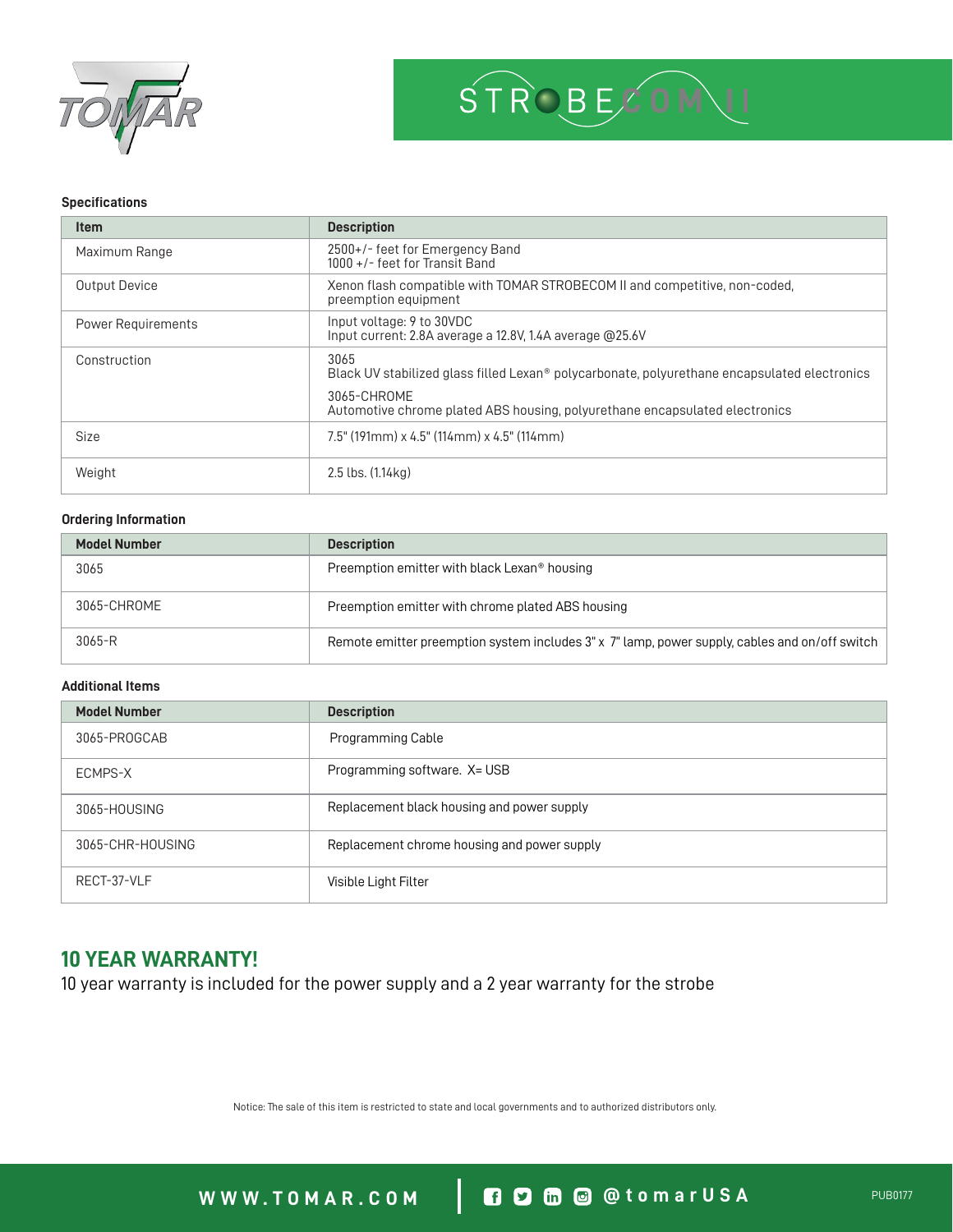TOMAR

STROBECOM II

### Specifications

| Item | Description |
|---|---|
| Maximum Range | 2500+/- feet for Emergency Band<br>1000 +/- feet for Transit Band |
| Output Device | Xenon flash compatible with TOMAR STROBECOM II and competitive, non-coded, preemption equipment |
| Power Requirements | Input voltage: 9 to 30VDC<br>Input current: 2.8A average a 12.8V, 1.4A average @25.6V |
| Construction | 3065<br>Black UV stabilized glass filled Lexan® polycarbonate, polyurethane encapsulated electronics<br>3065-CHROME<br>Automotive chrome plated ABS housing, polyurethane encapsulated electronics |
| Size | 7.5" (191mm) x 4.5" (114mm) x 4.5" (114mm) |
| Weight | 2.5 lbs. (1.14kg) |

### Ordering Information

| Model Number | Description |
|---|---|
| 3065 | Preemption emitter with black Lexan® housing |
| 3065-CHROME | Preemption emitter with chrome plated ABS housing |
| 3065-R | Remote emitter preemption system includes 3" x 7" lamp, power supply, cables and on/off switch |

### Additional Items

| Model Number | Description |
|---|---|
| 3065-PROGCAB | Programming Cable |
| ECMPS-X | Programming software. X= USB |
| 3065-HOUSING | Replacement black housing and power supply |
| 3065-CHR-HOUSING | Replacement chrome housing and power supply |
| RECT-37-VLF | Visible Light Filter |

## 10 YEAR WARRANTY!

10 year warranty is included for the power supply and a 2 year warranty for the strobe

Notice: The sale of this item is restricted to state and local governments and to authorized distributors only.

WWW.TOMAR.COM | @tomarUSA

PUB0177